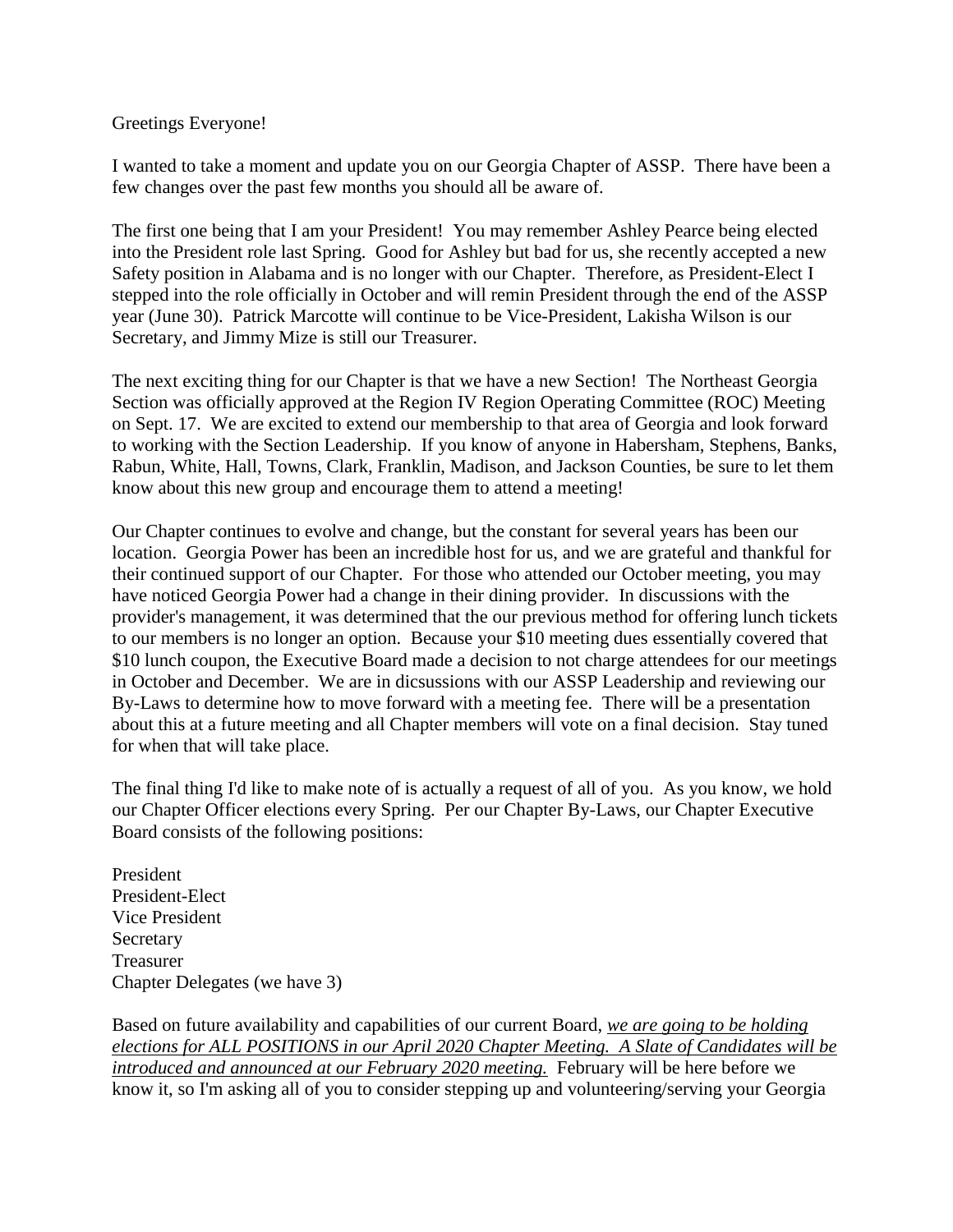Greetings Everyone!

I wanted to take a moment and update you on our Georgia Chapter of ASSP. There have been a few changes over the past few months you should all be aware of.

The first one being that I am your President! You may remember Ashley Pearce being elected into the President role last Spring. Good for Ashley but bad for us, she recently accepted a new Safety position in Alabama and is no longer with our Chapter. Therefore, as President-Elect I stepped into the role officially in October and will remin President through the end of the ASSP year (June 30). Patrick Marcotte will continue to be Vice-President, Lakisha Wilson is our Secretary, and Jimmy Mize is still our Treasurer.

The next exciting thing for our Chapter is that we have a new Section! The Northeast Georgia Section was officially approved at the Region IV Region Operating Committee (ROC) Meeting on Sept. 17. We are excited to extend our membership to that area of Georgia and look forward to working with the Section Leadership. If you know of anyone in Habersham, Stephens, Banks, Rabun, White, Hall, Towns, Clark, Franklin, Madison, and Jackson Counties, be sure to let them know about this new group and encourage them to attend a meeting!

Our Chapter continues to evolve and change, but the constant for several years has been our location. Georgia Power has been an incredible host for us, and we are grateful and thankful for their continued support of our Chapter. For those who attended our October meeting, you may have noticed Georgia Power had a change in their dining provider. In discussions with the provider's management, it was determined that the our previous method for offering lunch tickets to our members is no longer an option. Because your $10 meeting dues essentially covered that $10 lunch coupon, the Executive Board made a decision to not charge attendees for our meetings in October and December. We are in dicsussions with our ASSP Leadership and reviewing our By-Laws to determine how to move forward with a meeting fee. There will be a presentation about this at a future meeting and all Chapter members will vote on a final decision. Stay tuned for when that will take place.

The final thing I'd like to make note of is actually a request of all of you. As you know, we hold our Chapter Officer elections every Spring. Per our Chapter By-Laws, our Chapter Executive Board consists of the following positions:

President
President-Elect
Vice President
Secretary
Treasurer
Chapter Delegates (we have 3)

Based on future availability and capabilities of our current Board, *we are going to be holding elections for ALL POSITIONS in our April 2020 Chapter Meeting. A Slate of Candidates will be introduced and announced at our February 2020 meeting.* February will be here before we know it, so I'm asking all of you to consider stepping up and volunteering/serving your Georgia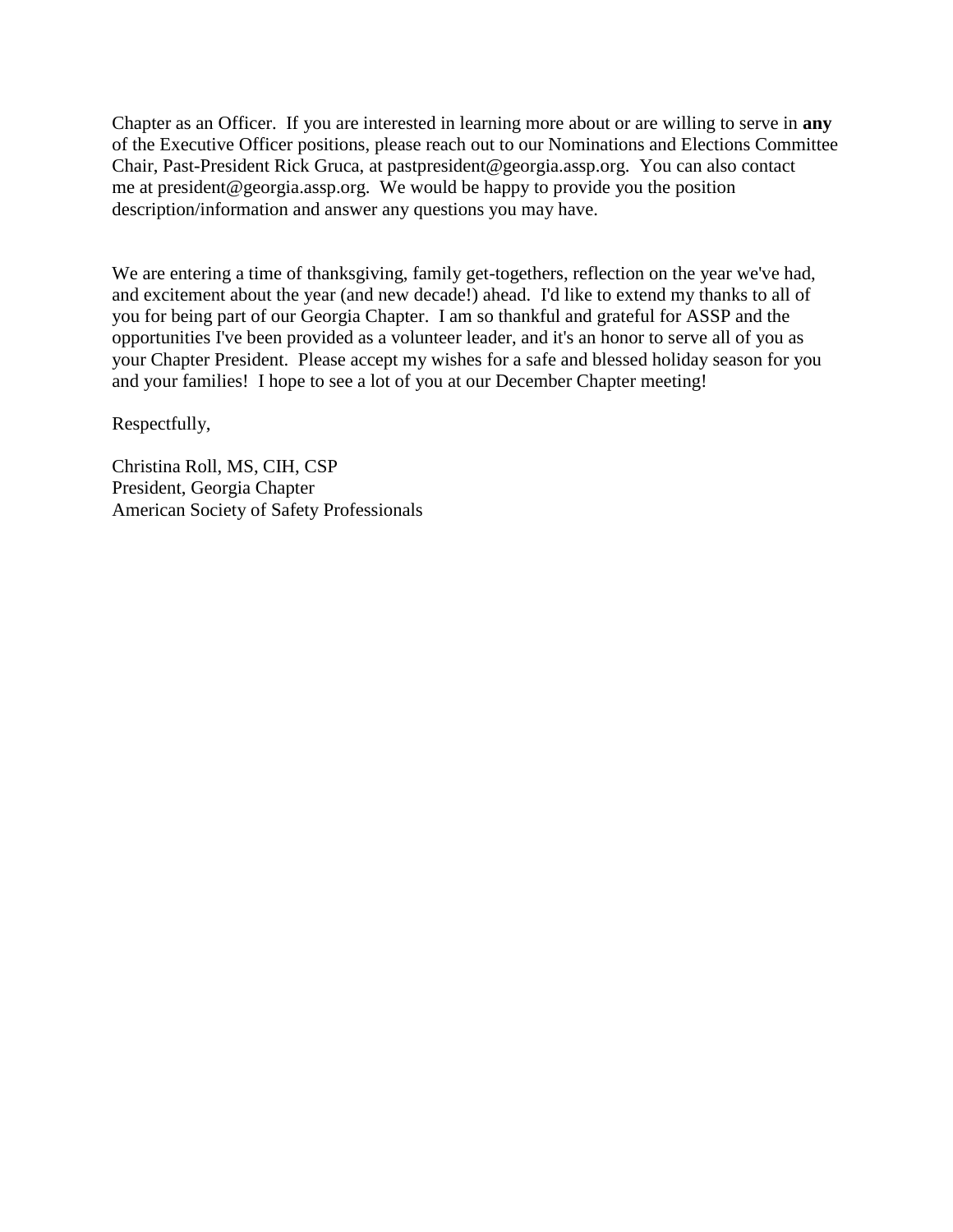Chapter as an Officer. If you are interested in learning more about or are willing to serve in **any** of the Executive Officer positions, please reach out to our Nominations and Elections Committee Chair, Past-President Rick Gruca, at pastpresident@georgia.assp.org. You can also contact me at president@georgia.assp.org. We would be happy to provide you the position description/information and answer any questions you may have.

We are entering a time of thanksgiving, family get-togethers, reflection on the year we've had, and excitement about the year (and new decade!) ahead. I'd like to extend my thanks to all of you for being part of our Georgia Chapter. I am so thankful and grateful for ASSP and the opportunities I've been provided as a volunteer leader, and it's an honor to serve all of you as your Chapter President. Please accept my wishes for a safe and blessed holiday season for you and your families! I hope to see a lot of you at our December Chapter meeting!

Respectfully,

Christina Roll, MS, CIH, CSP
President, Georgia Chapter
American Society of Safety Professionals